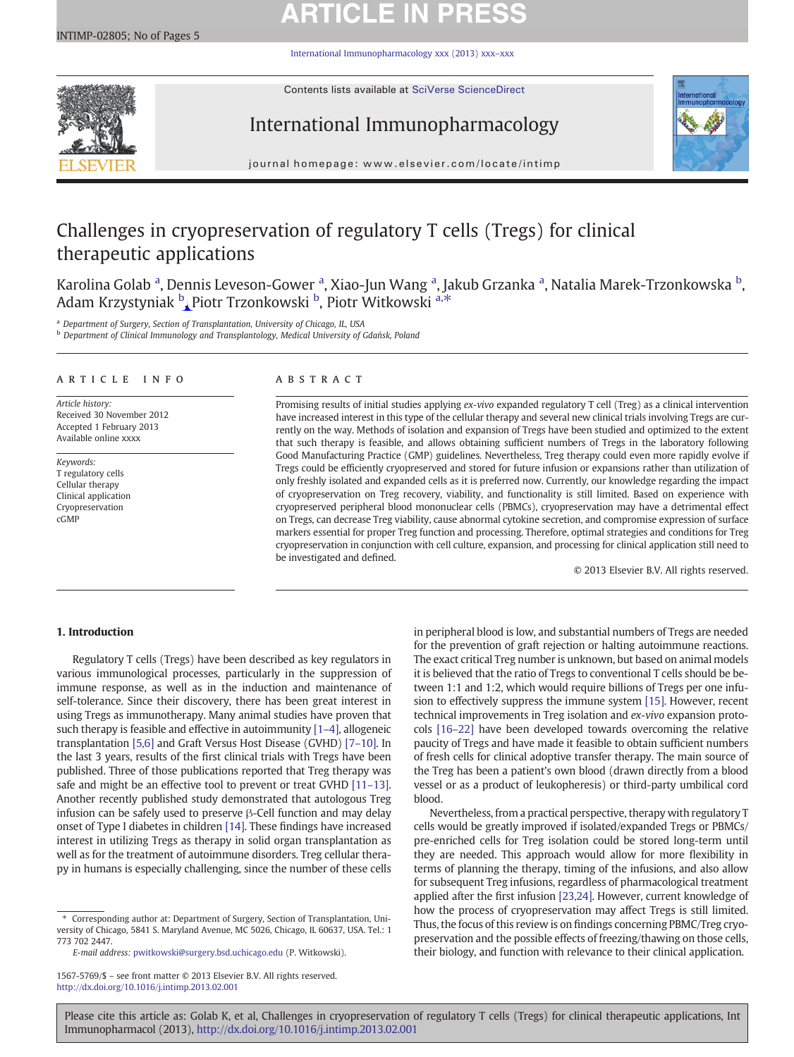# Challenges in cryopreservation of regulatory T cells (Tregs) for clinical therapeutic applications

Karolina Golab [a], Dennis Leveson-Gower [a], Xiao-Jun Wang [a], Jakub Grzanka [a], Natalia Marek-Trzonkowska [b], Adam Krzystyniak [b], Piotr Trzonkowski [b], Piotr Witkowski [a,*]

[a] Department of Surgery, Section of Transplantation, University of Chicago, IL, USA
[b] Department of Clinical Immunology and Transplantology, Medical University of Gdańsk, Poland

## ARTICLE INFO

*Article history:*
Received 30 November 2012
Accepted 1 February 2013
Available online xxxx

*Keywords:*
T regulatory cells
Cellular therapy
Clinical application
Cryopreservation
cGMP

## ABSTRACT

Promising results of initial studies applying *ex-vivo* expanded regulatory T cell (Treg) as a clinical intervention have increased interest in this type of the cellular therapy and several new clinical trials involving Tregs are currently on the way. Methods of isolation and expansion of Tregs have been studied and optimized to the extent that such therapy is feasible, and allows obtaining sufficient numbers of Tregs in the laboratory following Good Manufacturing Practice (GMP) guidelines. Nevertheless, Treg therapy could even more rapidly evolve if Tregs could be efficiently cryopreserved and stored for future infusion or expansions rather than utilization of only freshly isolated and expanded cells as it is preferred now. Currently, our knowledge regarding the impact of cryopreservation on Treg recovery, viability, and functionality is still limited. Based on experience with cryopreserved peripheral blood mononuclear cells (PBMCs), cryopreservation may have a detrimental effect on Tregs, can decrease Treg viability, cause abnormal cytokine secretion, and compromise expression of surface markers essential for proper Treg function and processing. Therefore, optimal strategies and conditions for Treg cryopreservation in conjunction with cell culture, expansion, and processing for clinical application still need to be investigated and defined.

© 2013 Elsevier B.V. All rights reserved.

## 1. Introduction

Regulatory T cells (Tregs) have been described as key regulators in various immunological processes, particularly in the suppression of immune response, as well as in the induction and maintenance of self-tolerance. Since their discovery, there has been great interest in using Tregs as immunotherapy. Many animal studies have proven that such therapy is feasible and effective in autoimmunity [1–4], allogeneic transplantation [5,6] and Graft Versus Host Disease (GVHD) [7–10]. In the last 3 years, results of the first clinical trials with Tregs have been published. Three of those publications reported that Treg therapy was safe and might be an effective tool to prevent or treat GVHD [11–13]. Another recently published study demonstrated that autologous Treg infusion can be safely used to preserve β-Cell function and may delay onset of Type I diabetes in children [14]. These findings have increased interest in utilizing Tregs as therapy in solid organ transplantation as well as for the treatment of autoimmune disorders. Treg cellular therapy in humans is especially challenging, since the number of these cells in peripheral blood is low, and substantial numbers of Tregs are needed for the prevention of graft rejection or halting autoimmune reactions. The exact critical Treg number is unknown, but based on animal models it is believed that the ratio of Tregs to conventional T cells should be between 1:1 and 1:2, which would require billions of Tregs per one infusion to effectively suppress the immune system [15]. However, recent technical improvements in Treg isolation and *ex-vivo* expansion protocols [16–22] have been developed towards overcoming the relative paucity of Tregs and have made it feasible to obtain sufficient numbers of fresh cells for clinical adoptive transfer therapy. The main source of the Treg has been a patient's own blood (drawn directly from a blood vessel or as a product of leukopheresis) or third-party umbilical cord blood.

Nevertheless, from a practical perspective, therapy with regulatory T cells would be greatly improved if isolated/expanded Tregs or PBMCs/pre-enriched cells for Treg isolation could be stored long-term until they are needed. This approach would allow for more flexibility in terms of planning the therapy, timing of the infusions, and also allow for subsequent Treg infusions, regardless of pharmacological treatment applied after the first infusion [23,24]. However, current knowledge of how the process of cryopreservation may affect Tregs is still limited. Thus, the focus of this review is on findings concerning PBMC/Treg cryopreservation and the possible effects of freezing/thawing on those cells, their biology, and function with relevance to their clinical application.

\* Corresponding author at: Department of Surgery, Section of Transplantation, University of Chicago, 5841 S. Maryland Avenue, MC 5026, Chicago, IL 60637, USA. Tel.: 1 773 702 2447.
*E-mail address:* pwitkowski@surgery.bsd.uchicago.edu (P. Witkowski).

1567-5769/$ – see front matter © 2013 Elsevier B.V. All rights reserved.
http://dx.doi.org/10.1016/j.intimp.2013.02.001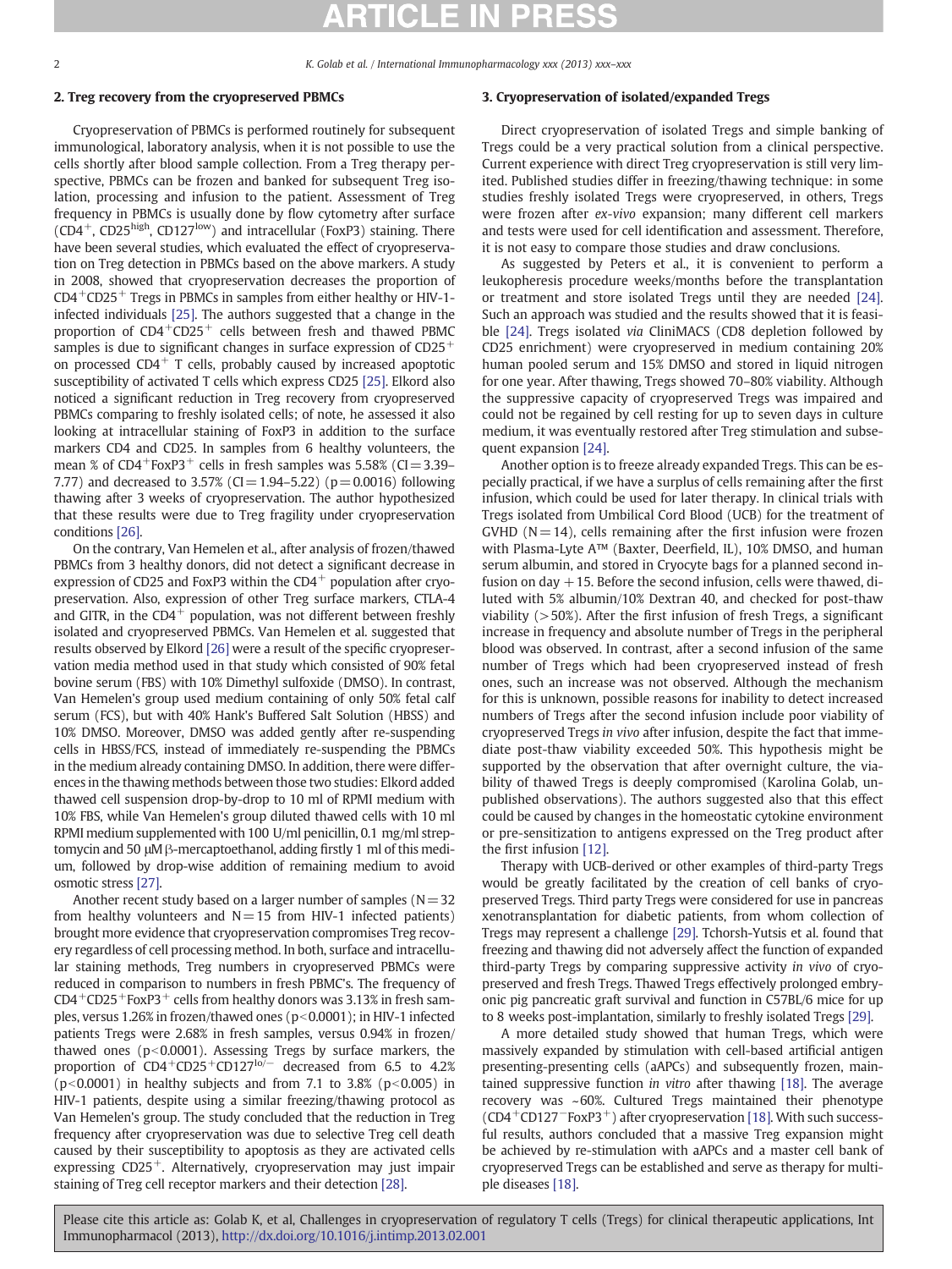## 2. Treg recovery from the cryopreserved PBMCs

Cryopreservation of PBMCs is performed routinely for subsequent immunological, laboratory analysis, when it is not possible to use the cells shortly after blood sample collection. From a Treg therapy perspective, PBMCs can be frozen and banked for subsequent Treg isolation, processing and infusion to the patient. Assessment of Treg frequency in PBMCs is usually done by flow cytometry after surface ($CD4^+$, $CD25^{high}$, $CD127^{low}$) and intracellular (FoxP3) staining. There have been several studies, which evaluated the effect of cryopreservation on Treg detection in PBMCs based on the above markers. A study in 2008, showed that cryopreservation decreases the proportion of $CD4^+CD25^+$ Tregs in PBMCs in samples from either healthy or HIV-1-infected individuals [25]. The authors suggested that a change in the proportion of $CD4^+CD25^+$ cells between fresh and thawed PBMC samples is due to significant changes in surface expression of $CD25^+$ on processed $CD4^+$ T cells, probably caused by increased apoptotic susceptibility of activated T cells which express CD25 [25]. Elkord also noticed a significant reduction in Treg recovery from cryopreserved PBMCs comparing to freshly isolated cells; of note, he assessed it also looking at intracellular staining of FoxP3 in addition to the surface markers CD4 and CD25. In samples from 6 healthy volunteers, the mean % of $CD4^+FoxP3^+$ cells in fresh samples was 5.58% (CI = 3.39–7.77) and decreased to 3.57% (CI = 1.94–5.22) ($p = 0.0016$) following thawing after 3 weeks of cryopreservation. The author hypothesized that these results were due to Treg fragility under cryopreservation conditions [26].

On the contrary, Van Hemelen et al., after analysis of frozen/thawed PBMCs from 3 healthy donors, did not detect a significant decrease in expression of CD25 and FoxP3 within the $CD4^+$ population after cryopreservation. Also, expression of other Treg surface markers, CTLA-4 and GITR, in the $CD4^+$ population, was not different between freshly isolated and cryopreserved PBMCs. Van Hemelen et al. suggested that results observed by Elkord [26] were a result of the specific cryopreservation media method used in that study which consisted of 90% fetal bovine serum (FBS) with 10% Dimethyl sulfoxide (DMSO). In contrast, Van Hemelen's group used medium containing of only 50% fetal calf serum (FCS), but with 40% Hank's Buffered Salt Solution (HBSS) and 10% DMSO. Moreover, DMSO was added gently after re-suspending cells in HBSS/FCS, instead of immediately re-suspending the PBMCs in the medium already containing DMSO. In addition, there were differences in the thawing methods between those two studies: Elkord added thawed cell suspension drop-by-drop to 10 ml of RPMI medium with 10% FBS, while Van Hemelen's group diluted thawed cells with 10 ml RPMI medium supplemented with 100 U/ml penicillin, 0.1 mg/ml streptomycin and 50 μM β-mercaptoethanol, adding firstly 1 ml of this medium, followed by drop-wise addition of remaining medium to avoid osmotic stress [27].

Another recent study based on a larger number of samples (N = 32 from healthy volunteers and N = 15 from HIV-1 infected patients) brought more evidence that cryopreservation compromises Treg recovery regardless of cell processing method. In both, surface and intracellular staining methods, Treg numbers in cryopreserved PBMCs were reduced in comparison to numbers in fresh PBMC's. The frequency of $CD4^+CD25^+FoxP3^+$ cells from healthy donors was 3.13% in fresh samples, versus 1.26% in frozen/thawed ones ($p < 0.0001$); in HIV-1 infected patients Tregs were 2.68% in fresh samples, versus 0.94% in frozen/thawed ones ($p < 0.0001$). Assessing Tregs by surface markers, the proportion of $CD4^+CD25^+CD127^{lo/-}$ decreased from 6.5 to 4.2% ($p < 0.0001$) in healthy subjects and from 7.1 to 3.8% ($p < 0.005$) in HIV-1 patients, despite using a similar freezing/thawing protocol as Van Hemelen's group. The study concluded that the reduction in Treg frequency after cryopreservation was due to selective Treg cell death caused by their susceptibility to apoptosis as they are activated cells expressing $CD25^+$. Alternatively, cryopreservation may just impair staining of Treg cell receptor markers and their detection [28].

## 3. Cryopreservation of isolated/expanded Tregs

Direct cryopreservation of isolated Tregs and simple banking of Tregs could be a very practical solution from a clinical perspective. Current experience with direct Treg cryopreservation is still very limited. Published studies differ in freezing/thawing technique: in some studies freshly isolated Tregs were cryopreserved, in others, Tregs were frozen after *ex-vivo* expansion; many different cell markers and tests were used for cell identification and assessment. Therefore, it is not easy to compare those studies and draw conclusions.

As suggested by Peters et al., it is convenient to perform a leukopheresis procedure weeks/months before the transplantation or treatment and store isolated Tregs until they are needed [24]. Such an approach was studied and the results showed that it is feasible [24]. Tregs isolated *via* CliniMACS (CD8 depletion followed by CD25 enrichment) were cryopreserved in medium containing 20% human pooled serum and 15% DMSO and stored in liquid nitrogen for one year. After thawing, Tregs showed 70–80% viability. Although the suppressive capacity of cryopreserved Tregs was impaired and could not be regained by cell resting for up to seven days in culture medium, it was eventually restored after Treg stimulation and subsequent expansion [24].

Another option is to freeze already expanded Tregs. This can be especially practical, if we have a surplus of cells remaining after the first infusion, which could be used for later therapy. In clinical trials with Tregs isolated from Umbilical Cord Blood (UCB) for the treatment of GVHD (N = 14), cells remaining after the first infusion were frozen with Plasma-Lyte A™ (Baxter, Deerfield, IL), 10% DMSO, and human serum albumin, and stored in Cryocyte bags for a planned second infusion on day +15. Before the second infusion, cells were thawed, diluted with 5% albumin/10% Dextran 40, and checked for post-thaw viability (>50%). After the first infusion of fresh Tregs, a significant increase in frequency and absolute number of Tregs in the peripheral blood was observed. In contrast, after a second infusion of the same number of Tregs which had been cryopreserved instead of fresh ones, such an increase was not observed. Although the mechanism for this is unknown, possible reasons for inability to detect increased numbers of Tregs after the second infusion include poor viability of cryopreserved Tregs *in vivo* after infusion, despite the fact that immediate post-thaw viability exceeded 50%. This hypothesis might be supported by the observation that after overnight culture, the viability of thawed Tregs is deeply compromised (Karolina Golab, unpublished observations). The authors suggested also that this effect could be caused by changes in the homeostatic cytokine environment or pre-sensitization to antigens expressed on the Treg product after the first infusion [12].

Therapy with UCB-derived or other examples of third-party Tregs would be greatly facilitated by the creation of cell banks of cryopreserved Tregs. Third party Tregs were considered for use in pancreas xenotransplantation for diabetic patients, from whom collection of Tregs may represent a challenge [29]. Tchorsh-Yutsis et al. found that freezing and thawing did not adversely affect the function of expanded third-party Tregs by comparing suppressive activity *in vivo* of cryopreserved and fresh Tregs. Thawed Tregs effectively prolonged embryonic pig pancreatic graft survival and function in C57BL/6 mice for up to 8 weeks post-implantation, similarly to freshly isolated Tregs [29].

A more detailed study showed that human Tregs, which were massively expanded by stimulation with cell-based artificial antigen presenting-presenting cells (aAPCs) and subsequently frozen, maintained suppressive function *in vitro* after thawing [18]. The average recovery was ~60%. Cultured Tregs maintained their phenotype ($CD4^+CD127^-FoxP3^+$) after cryopreservation [18]. With such successful results, authors concluded that a massive Treg expansion might be achieved by re-stimulation with aAPCs and a master cell bank of cryopreserved Tregs can be established and serve as therapy for multiple diseases [18].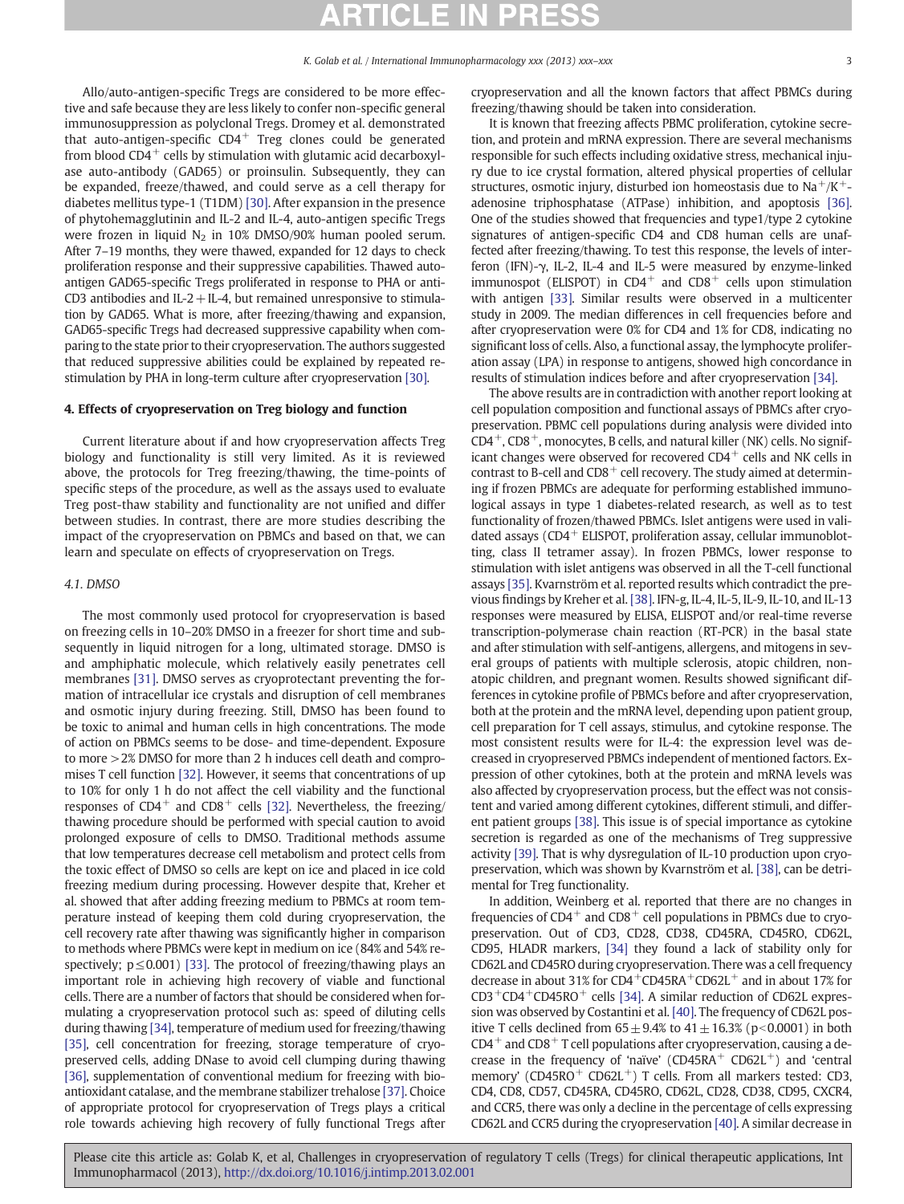Allo/auto-antigen-specific Tregs are considered to be more effective and safe because they are less likely to confer non-specific general immunosuppression as polyclonal Tregs. Dromey et al. demonstrated that auto-antigen-specific CD4$^+$ Treg clones could be generated from blood CD4$^+$ cells by stimulation with glutamic acid decarboxylase auto-antibody (GAD65) or proinsulin. Subsequently, they can be expanded, freeze/thawed, and could serve as a cell therapy for diabetes mellitus type-1 (T1DM) [30]. After expansion in the presence of phytohemagglutinin and IL-2 and IL-4, auto-antigen specific Tregs were frozen in liquid $N_2$ in 10% DMSO/90% human pooled serum. After 7–19 months, they were thawed, expanded for 12 days to check proliferation response and their suppressive capabilities. Thawed auto-antigen GAD65-specific Tregs proliferated in response to PHA or anti-CD3 antibodies and IL-2 + IL-4, but remained unresponsive to stimulation by GAD65. What is more, after freezing/thawing and expansion, GAD65-specific Tregs had decreased suppressive capability when comparing to the state prior to their cryopreservation. The authors suggested that reduced suppressive abilities could be explained by repeated restimulation by PHA in long-term culture after cryopreservation [30].

## 4. Effects of cryopreservation on Treg biology and function

Current literature about if and how cryopreservation affects Treg biology and functionality is still very limited. As it is reviewed above, the protocols for Treg freezing/thawing, the time-points of specific steps of the procedure, as well as the assays used to evaluate Treg post-thaw stability and functionality are not unified and differ between studies. In contrast, there are more studies describing the impact of the cryopreservation on PBMCs and based on that, we can learn and speculate on effects of cryopreservation on Tregs.

### 4.1. DMSO

The most commonly used protocol for cryopreservation is based on freezing cells in 10–20% DMSO in a freezer for short time and subsequently in liquid nitrogen for a long, ultimated storage. DMSO is and amphiphatic molecule, which relatively easily penetrates cell membranes [31]. DMSO serves as cryoprotectant preventing the formation of intracellular ice crystals and disruption of cell membranes and osmotic injury during freezing. Still, DMSO has been found to be toxic to animal and human cells in high concentrations. The mode of action on PBMCs seems to be dose- and time-dependent. Exposure to more > 2% DMSO for more than 2 h induces cell death and compromises T cell function [32]. However, it seems that concentrations of up to 10% for only 1 h do not affect the cell viability and the functional responses of CD4$^+$ and CD8$^+$ cells [32]. Nevertheless, the freezing/thawing procedure should be performed with special caution to avoid prolonged exposure of cells to DMSO. Traditional methods assume that low temperatures decrease cell metabolism and protect cells from the toxic effect of DMSO so cells are kept on ice and placed in ice cold freezing medium during processing. However despite that, Kreher et al. showed that after adding freezing medium to PBMCs at room temperature instead of keeping them cold during cryopreservation, the cell recovery rate after thawing was significantly higher in comparison to methods where PBMCs were kept in medium on ice (84% and 54% respectively; $p \leq 0.001$) [33]. The protocol of freezing/thawing plays an important role in achieving high recovery of viable and functional cells. There are a number of factors that should be considered when formulating a cryopreservation protocol such as: speed of diluting cells during thawing [34], temperature of medium used for freezing/thawing [35], cell concentration for freezing, storage temperature of cryopreserved cells, adding DNase to avoid cell clumping during thawing [36], supplementation of conventional medium for freezing with bioantioxidant catalase, and the membrane stabilizer trehalose [37]. Choice of appropriate protocol for cryopreservation of Tregs plays a critical role towards achieving high recovery of fully functional Tregs after cryopreservation and all the known factors that affect PBMCs during freezing/thawing should be taken into consideration.

It is known that freezing affects PBMC proliferation, cytokine secretion, and protein and mRNA expression. There are several mechanisms responsible for such effects including oxidative stress, mechanical injury due to ice crystal formation, altered physical properties of cellular structures, osmotic injury, disturbed ion homeostasis due to $Na^+/K^+$-adenosine triphosphatase (ATPase) inhibition, and apoptosis [36]. One of the studies showed that frequencies and type1/type 2 cytokine signatures of antigen-specific CD4 and CD8 human cells are unaffected after freezing/thawing. To test this response, the levels of interferon (IFN)-γ, IL-2, IL-4 and IL-5 were measured by enzyme-linked immunospot (ELISPOT) in CD4$^+$ and CD8$^+$ cells upon stimulation with antigen [33]. Similar results were observed in a multicenter study in 2009. The median differences in cell frequencies before and after cryopreservation were 0% for CD4 and 1% for CD8, indicating no significant loss of cells. Also, a functional assay, the lymphocyte proliferation assay (LPA) in response to antigens, showed high concordance in results of stimulation indices before and after cryopreservation [34].

The above results are in contradiction with another report looking at cell population composition and functional assays of PBMCs after cryopreservation. PBMC cell populations during analysis were divided into CD4$^+$, CD8$^+$, monocytes, B cells, and natural killer (NK) cells. No significant changes were observed for recovered CD4$^+$ cells and NK cells in contrast to B-cell and CD8$^+$ cell recovery. The study aimed at determining if frozen PBMCs are adequate for performing established immunological assays in type 1 diabetes-related research, as well as to test functionality of frozen/thawed PBMCs. Islet antigens were used in validated assays (CD4$^+$ ELISPOT, proliferation assay, cellular immunoblotting, class II tetramer assay). In frozen PBMCs, lower response to stimulation with islet antigens was observed in all the T-cell functional assays [35]. Kvarnström et al. reported results which contradict the previous findings by Kreher et al. [38]. IFN-g, IL-4, IL-5, IL-9, IL-10, and IL-13 responses were measured by ELISA, ELISPOT and/or real-time reverse transcription-polymerase chain reaction (RT-PCR) in the basal state and after stimulation with self-antigens, allergens, and mitogens in several groups of patients with multiple sclerosis, atopic children, non-atopic children, and pregnant women. Results showed significant differences in cytokine profile of PBMCs before and after cryopreservation, both at the protein and the mRNA level, depending upon patient group, cell preparation for T cell assays, stimulus, and cytokine response. The most consistent results were for IL-4: the expression level was decreased in cryopreserved PBMCs independent of mentioned factors. Expression of other cytokines, both at the protein and mRNA levels was also affected by cryopreservation process, but the effect was not consistent and varied among different cytokines, different stimuli, and different patient groups [38]. This issue is of special importance as cytokine secretion is regarded as one of the mechanisms of Treg suppressive activity [39]. That is why dysregulation of IL-10 production upon cryopreservation, which was shown by Kvarnström et al. [38], can be detrimental for Treg functionality.

In addition, Weinberg et al. reported that there are no changes in frequencies of CD4$^+$ and CD8$^+$ cell populations in PBMCs due to cryopreservation. Out of CD3, CD28, CD38, CD45RA, CD45RO, CD62L, CD95, HLADR markers, [34] they found a lack of stability only for CD62L and CD45RO during cryopreservation. There was a cell frequency decrease in about 31% for CD4$^+$CD45RA$^+$CD62L$^+$ and in about 17% for CD3$^+$CD4$^+$CD45RO$^+$ cells [34]. A similar reduction of CD62L expression was observed by Costantini et al. [40]. The frequency of CD62L positive T cells declined from 65 ± 9.4% to 41 ± 16.3% ($p < 0.0001$) in both CD4$^+$ and CD8$^+$ T cell populations after cryopreservation, causing a decrease in the frequency of 'naïve' (CD45RA$^+$ CD62L$^+$) and 'central memory' (CD45RO$^+$ CD62L$^+$) T cells. From all markers tested: CD3, CD4, CD8, CD57, CD45RA, CD45RO, CD62L, CD28, CD38, CD95, CXCR4, and CCR5, there was only a decline in the percentage of cells expressing CD62L and CCR5 during the cryopreservation [40]. A similar decrease in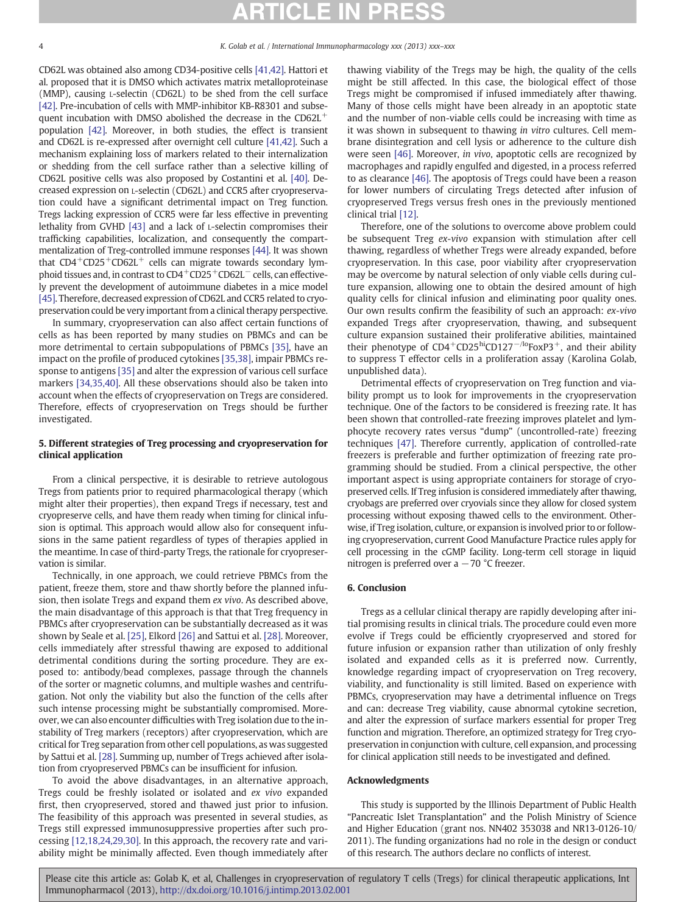CD62L was obtained also among CD34-positive cells [41,42]. Hattori et al. proposed that it is DMSO which activates matrix metalloproteinase (MMP), causing L-selectin (CD62L) to be shed from the cell surface [42]. Pre-incubation of cells with MMP-inhibitor KB-R8301 and subsequent incubation with DMSO abolished the decrease in the $CD62L^+$ population [42]. Moreover, in both studies, the effect is transient and CD62L is re-expressed after overnight cell culture [41,42]. Such a mechanism explaining loss of markers related to their internalization or shedding from the cell surface rather than a selective killing of CD62L positive cells was also proposed by Costantini et al. [40]. Decreased expression on L-selectin (CD62L) and CCR5 after cryopreservation could have a significant detrimental impact on Treg function. Tregs lacking expression of CCR5 were far less effective in preventing lethality from GVHD [43] and a lack of L-selectin compromises their trafficking capabilities, localization, and consequently the compartmentalization of Treg-controlled immune responses [44]. It was shown that $CD4^+CD25^+CD62L^+$ cells can migrate towards secondary lymphoid tissues and, in contrast to $CD4^+CD25^+CD62L^-$ cells, can effectively prevent the development of autoimmune diabetes in a mice model [45]. Therefore, decreased expression of CD62L and CCR5 related to cryopreservation could be very important from a clinical therapy perspective.

In summary, cryopreservation can also affect certain functions of cells as has been reported by many studies on PBMCs and can be more detrimental to certain subpopulations of PBMCs [35], have an impact on the profile of produced cytokines [35,38], impair PBMCs response to antigens [35] and alter the expression of various cell surface markers [34,35,40]. All these observations should also be taken into account when the effects of cryopreservation on Tregs are considered. Therefore, effects of cryopreservation on Tregs should be further investigated.

## 5. Different strategies of Treg processing and cryopreservation for clinical application

From a clinical perspective, it is desirable to retrieve autologous Tregs from patients prior to required pharmacological therapy (which might alter their properties), then expand Tregs if necessary, test and cryopreserve cells, and have them ready when timing for clinical infusion is optimal. This approach would allow also for consequent infusions in the same patient regardless of types of therapies applied in the meantime. In case of third-party Tregs, the rationale for cryopreservation is similar.

Technically, in one approach, we could retrieve PBMCs from the patient, freeze them, store and thaw shortly before the planned infusion, then isolate Tregs and expand them *ex vivo*. As described above, the main disadvantage of this approach is that that Treg frequency in PBMCs after cryopreservation can be substantially decreased as it was shown by Seale et al. [25], Elkord [26] and Sattui et al. [28]. Moreover, cells immediately after stressful thawing are exposed to additional detrimental conditions during the sorting procedure. They are exposed to: antibody/bead complexes, passage through the channels of the sorter or magnetic columns, and multiple washes and centrifugation. Not only the viability but also the function of the cells after such intense processing might be substantially compromised. Moreover, we can also encounter difficulties with Treg isolation due to the instability of Treg markers (receptors) after cryopreservation, which are critical for Treg separation from other cell populations, as was suggested by Sattui et al. [28]. Summing up, number of Tregs achieved after isolation from cryopreserved PBMCs can be insufficient for infusion.

To avoid the above disadvantages, in an alternative approach, Tregs could be freshly isolated or isolated and *ex vivo* expanded first, then cryopreserved, stored and thawed just prior to infusion. The feasibility of this approach was presented in several studies, as Tregs still expressed immunosuppressive properties after such processing [12,18,24,29,30]. In this approach, the recovery rate and variability might be minimally affected. Even though immediately after thawing viability of the Tregs may be high, the quality of the cells might be still affected. In this case, the biological effect of those Tregs might be compromised if infused immediately after thawing. Many of those cells might have been already in an apoptotic state and the number of non-viable cells could be increasing with time as it was shown in subsequent to thawing *in vitro* cultures. Cell membrane disintegration and cell lysis or adherence to the culture dish were seen [46]. Moreover, *in vivo*, apoptotic cells are recognized by macrophages and rapidly engulfed and digested, in a process referred to as clearance [46]. The apoptosis of Tregs could have been a reason for lower numbers of circulating Tregs detected after infusion of cryopreserved Tregs versus fresh ones in the previously mentioned clinical trial [12].

Therefore, one of the solutions to overcome above problem could be subsequent Treg *ex-vivo* expansion with stimulation after cell thawing, regardless of whether Tregs were already expanded, before cryopreservation. In this case, poor viability after cryopreservation may be overcome by natural selection of only viable cells during culture expansion, allowing one to obtain the desired amount of high quality cells for clinical infusion and eliminating poor quality ones. Our own results confirm the feasibility of such an approach: *ex-vivo* expanded Tregs after cryopreservation, thawing, and subsequent culture expansion sustained their proliferative abilities, maintained their phenotype of $CD4^+CD25^{hi}CD127^{-/lo}FoxP3^+$, and their ability to suppress T effector cells in a proliferation assay (Karolina Golab, unpublished data).

Detrimental effects of cryopreservation on Treg function and viability prompt us to look for improvements in the cryopreservation technique. One of the factors to be considered is freezing rate. It has been shown that controlled-rate freezing improves platelet and lymphocyte recovery rates versus "dump" (uncontrolled-rate) freezing techniques [47]. Therefore currently, application of controlled-rate freezers is preferable and further optimization of freezing rate programming should be studied. From a clinical perspective, the other important aspect is using appropriate containers for storage of cryopreserved cells. If Treg infusion is considered immediately after thawing, cryobags are preferred over cryovials since they allow for closed system processing without exposing thawed cells to the environment. Otherwise, if Treg isolation, culture, or expansion is involved prior to or following cryopreservation, current Good Manufacture Practice rules apply for cell processing in the cGMP facility. Long-term cell storage in liquid nitrogen is preferred over a −70 °C freezer.

## 6. Conclusion

Tregs as a cellular clinical therapy are rapidly developing after initial promising results in clinical trials. The procedure could even more evolve if Tregs could be efficiently cryopreserved and stored for future infusion or expansion rather than utilization of only freshly isolated and expanded cells as it is preferred now. Currently, knowledge regarding impact of cryopreservation on Treg recovery, viability, and functionality is still limited. Based on experience with PBMCs, cryopreservation may have a detrimental influence on Tregs and can: decrease Treg viability, cause abnormal cytokine secretion, and alter the expression of surface markers essential for proper Treg function and migration. Therefore, an optimized strategy for Treg cryopreservation in conjunction with culture, cell expansion, and processing for clinical application still needs to be investigated and defined.

## Acknowledgments

This study is supported by the Illinois Department of Public Health "Pancreatic Islet Transplantation" and the Polish Ministry of Science and Higher Education (grant nos. NN402 353038 and NR13-0126-10/2011). The funding organizations had no role in the design or conduct of this research. The authors declare no conflicts of interest.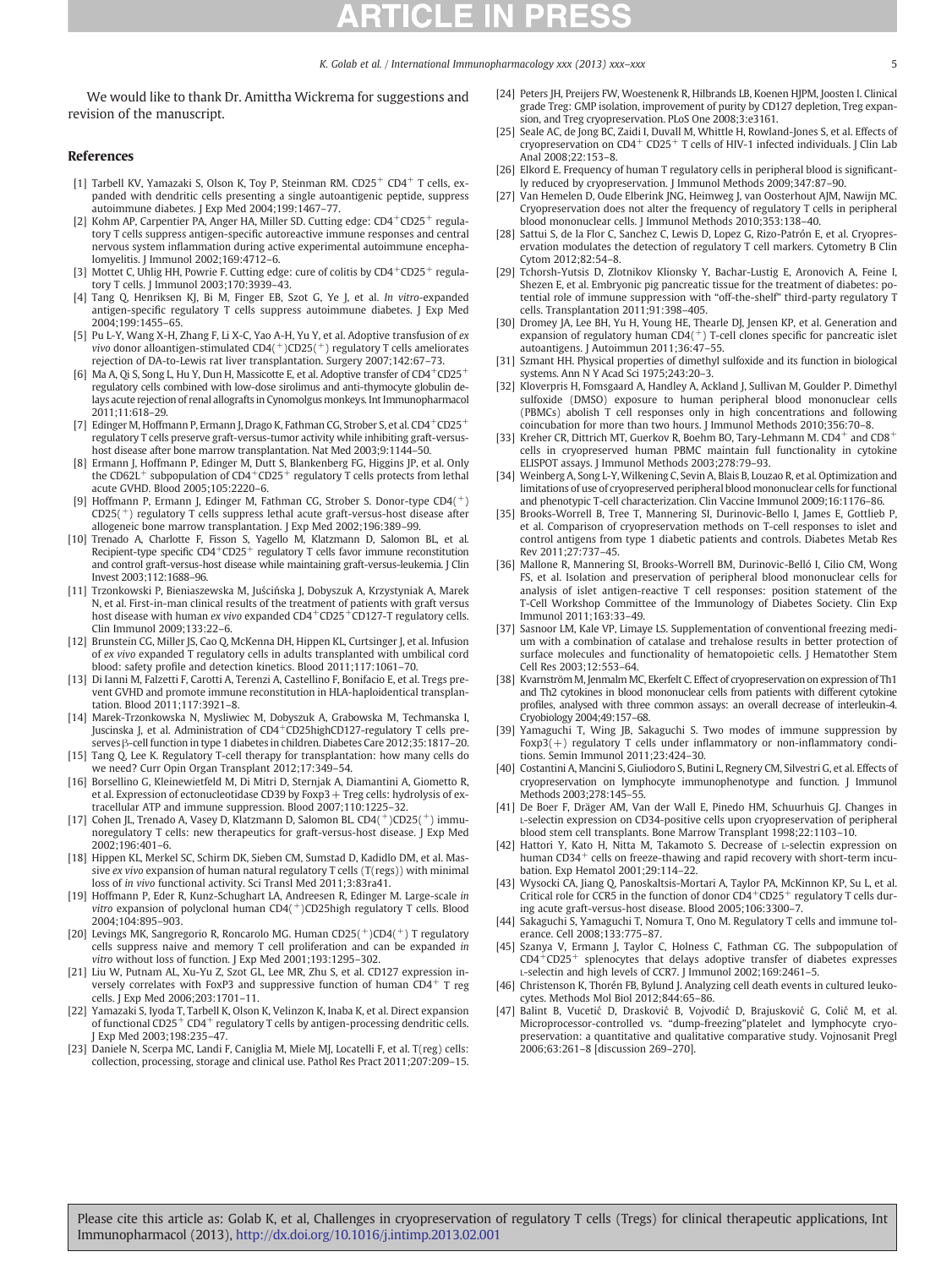We would like to thank Dr. Amittha Wickrema for suggestions and revision of the manuscript.

## References

[1] Tarbell KV, Yamazaki S, Olson K, Toy P, Steinman RM. $CD25^+$ $CD4^+$ T cells, expanded with dendritic cells presenting a single autoantigenic peptide, suppress autoimmune diabetes. J Exp Med 2004;199:1467–77.

[2] Kohm AP, Carpentier PA, Anger HA, Miller SD. Cutting edge: $CD4^+CD25^+$ regulatory T cells suppress antigen-specific autoreactive immune responses and central nervous system inflammation during active experimental autoimmune encephalomyelitis. J Immunol 2002;169:4712–6.

[3] Mottet C, Uhlig HH, Powrie F. Cutting edge: cure of colitis by $CD4^+CD25^+$ regulatory T cells. J Immunol 2003;170:3939–43.

[4] Tang Q, Henriksen KJ, Bi M, Finger EB, Szot G, Ye J, et al. *In vitro*-expanded antigen-specific regulatory T cells suppress autoimmune diabetes. J Exp Med 2004;199:1455–65.

[5] Pu L-Y, Wang X-H, Zhang F, Li X-C, Yao A-H, Yu Y, et al. Adoptive transfusion of *ex vivo* donor alloantigen-stimulated CD4(+)CD25(+) regulatory T cells ameliorates rejection of DA-to-Lewis rat liver transplantation. Surgery 2007;142:67–73.

[6] Ma A, Qi S, Song L, Hu Y, Dun H, Massicotte E, et al. Adoptive transfer of $CD4^+CD25^+$ regulatory cells combined with low-dose sirolimus and anti-thymocyte globulin delays acute rejection of renal allografts in Cynomolgus monkeys. Int Immunopharmacol 2011;11:618–29.

[7] Edinger M, Hoffmann P, Ermann J, Drago K, Fathman CG, Strober S, et al. $CD4^+CD25^+$ regulatory T cells preserve graft-versus-tumor activity while inhibiting graft-versus-host disease after bone marrow transplantation. Nat Med 2003;9:1144–50.

[8] Ermann J, Hoffmann P, Edinger M, Dutt S, Blankenberg FG, Higgins JP, et al. Only the $CD62L^+$ subpopulation of $CD4^+CD25^+$ regulatory T cells protects from lethal acute GVHD. Blood 2005;105:2220–6.

[9] Hoffmann P, Ermann J, Edinger M, Fathman CG, Strober S. Donor-type CD4(+) CD25(+) regulatory T cells suppress lethal acute graft-versus-host disease after allogeneic bone marrow transplantation. J Exp Med 2002;196:389–99.

[10] Trenado A, Charlotte F, Fisson S, Yagello M, Klatzmann D, Salomon BL, et al. Recipient-type specific $CD4^+CD25^+$ regulatory T cells favor immune reconstitution and control graft-versus-host disease while maintaining graft-versus-leukemia. J Clin Invest 2003;112:1688–96.

[11] Trzonkowski P, Bieniaszewska M, Juścińska J, Dobyszuk A, Krzystyniak A, Marek N, et al. First-in-man clinical results of the treatment of patients with graft versus host disease with human *ex vivo* expanded $CD4^+CD25^+CD127$-T regulatory cells. Clin Immunol 2009;133:22–6.

[12] Brunstein CG, Miller JS, Cao Q, McKenna DH, Hippen KL, Curtsinger J, et al. Infusion of *ex vivo* expanded T regulatory cells in adults transplanted with umbilical cord blood: safety profile and detection kinetics. Blood 2011;117:1061–70.

[13] Di Ianni M, Falzetti F, Carotti A, Terenzi A, Castellino F, Bonifacio E, et al. Tregs prevent GVHD and promote immune reconstitution in HLA-haploidentical transplantation. Blood 2011;117:3921–8.

[14] Marek-Trzonkowska N, Mysliwiec M, Dobyszuk A, Grabowska M, Techmanska I, Juscinska J, et al. Administration of $CD4^+CD25^{high}CD127$-regulatory T cells preserves β-cell function in type 1 diabetes in children. Diabetes Care 2012;35:1817–20.

[15] Tang Q, Lee K. Regulatory T-cell therapy for transplantation: how many cells do we need? Curr Opin Organ Transplant 2012;17:349–54.

[16] Borsellino G, Kleinewietfeld M, Di Mitri D, Sternjak A, Diamantini A, Giometto R, et al. Expression of ectonucleotidase CD39 by Foxp3 + Treg cells: hydrolysis of extracellular ATP and immune suppression. Blood 2007;110:1225–32.

[17] Cohen JL, Trenado A, Vasey D, Klatzmann D, Salomon BL. CD4(+)CD25(+) immunoregulatory T cells: new therapeutics for graft-versus-host disease. J Exp Med 2002;196:401–6.

[18] Hippen KL, Merkel SC, Schirm DK, Sieben CM, Sumstad D, Kadidlo DM, et al. Massive *ex vivo* expansion of human natural regulatory T cells (T(regs)) with minimal loss of *in vivo* functional activity. Sci Transl Med 2011;3:83ra41.

[19] Hoffmann P, Eder R, Kunz-Schughart LA, Andreesen R, Edinger M. Large-scale *in vitro* expansion of polyclonal human CD4(+)CD25high regulatory T cells. Blood 2004;104:895–903.

[20] Levings MK, Sangregorio R, Roncarolo MG. Human CD25(+)CD4(+) T regulatory cells suppress naive and memory T cell proliferation and can be expanded *in vitro* without loss of function. J Exp Med 2001;193:1295–302.

[21] Liu W, Putnam AL, Xu-Yu Z, Szot GL, Lee MR, Zhu S, et al. CD127 expression inversely correlates with FoxP3 and suppressive function of human $CD4^+$ T reg cells. J Exp Med 2006;203:1701–11.

[22] Yamazaki S, Iyoda T, Tarbell K, Olson K, Velinzon K, Inaba K, et al. Direct expansion of functional $CD25^+$ $CD4^+$ regulatory T cells by antigen-processing dendritic cells. J Exp Med 2003;198:235–47.

[23] Daniele N, Scerpa MC, Landi F, Caniglia M, Miele MJ, Locatelli F, et al. T(reg) cells: collection, processing, storage and clinical use. Pathol Res Pract 2011;207:209–15.

[24] Peters JH, Preijers FW, Woestenenk R, Hilbrands LB, Koenen HJPM, Joosten I. Clinical grade Treg: GMP isolation, improvement of purity by CD127 depletion, Treg expansion, and Treg cryopreservation. PLoS One 2008;3:e3161.

[25] Seale AC, de Jong BC, Zaidi I, Duvall M, Whittle H, Rowland-Jones S, et al. Effects of cryopreservation on $CD4^+$ $CD25^+$ T cells of HIV-1 infected individuals. J Clin Lab Anal 2008;22:153–8.

[26] Elkord E. Frequency of human T regulatory cells in peripheral blood is significantly reduced by cryopreservation. J Immunol Methods 2009;347:87–90.

[27] Van Hemelen D, Oude Elberink JNG, Heimweg J, van Oosterhout AJM, Nawijn MC. Cryopreservation does not alter the frequency of regulatory T cells in peripheral blood mononuclear cells. J Immunol Methods 2010;353:138–40.

[28] Sattui S, de la Flor C, Sanchez C, Lewis D, Lopez G, Rizo-Patrón E, et al. Cryopreservation modulates the detection of regulatory T cell markers. Cytometry B Clin Cytom 2012;82:54–8.

[29] Tchorsh-Yutsis D, Zlotnikov Klionsky Y, Bachar-Lustig E, Aronovich A, Feine I, Shezen E, et al. Embryonic pig pancreatic tissue for the treatment of diabetes: potential role of immune suppression with "off-the-shelf" third-party regulatory T cells. Transplantation 2011;91:398–405.

[30] Dromey JA, Lee BH, Yu H, Young HE, Thearle DJ, Jensen KP, et al. Generation and expansion of regulatory human CD4(+) T-cell clones specific for pancreatic islet autoantigens. J Autoimmun 2011;36:47–55.

[31] Szmant HH. Physical properties of dimethyl sulfoxide and its function in biological systems. Ann N Y Acad Sci 1975;243:20–3.

[32] Kloverpris H, Fomsgaard A, Handley A, Ackland J, Sullivan M, Goulder P. Dimethyl sulfoxide (DMSO) exposure to human peripheral blood mononuclear cells (PBMCs) abolish T cell responses only in high concentrations and following coincubation for more than two hours. J Immunol Methods 2010;356:70–8.

[33] Kreher CR, Dittrich MT, Guerkov R, Boehm BO, Tary-Lehmann M. $CD4^+$ and $CD8^+$ cells in cryopreserved human PBMC maintain full functionality in cytokine ELISPOT assays. J Immunol Methods 2003;278:79–93.

[34] Weinberg A, Song L-Y, Wilkening C, Sevin A, Blais B, Louzao R, et al. Optimization and limitations of use of cryopreserved peripheral blood mononuclear cells for functional and phenotypic T-cell characterization. Clin Vaccine Immunol 2009;16:1176–86.

[35] Brooks-Worrell B, Tree T, Mannering SI, Durinovic-Bello I, James E, Gottlieb P, et al. Comparison of cryopreservation methods on T-cell responses to islet and control antigens from type 1 diabetic patients and controls. Diabetes Metab Res Rev 2011;27:737–45.

[36] Mallone R, Mannering SI, Brooks-Worrell BM, Durinovic-Belló I, Cilio CM, Wong FS, et al. Isolation and preservation of peripheral blood mononuclear cells for analysis of islet antigen-reactive T cell responses: position statement of the T-Cell Workshop Committee of the Immunology of Diabetes Society. Clin Exp Immunol 2011;163:33–49.

[37] Sasnoor LM, Kale VP, Limaye LS. Supplementation of conventional freezing medium with a combination of catalase and trehalose results in better protection of surface molecules and functionality of hematopoietic cells. J Hematother Stem Cell Res 2003;12:553–64.

[38] Kvarnström M, Jenmalm MC, Ekerfelt C. Effect of cryopreservation on expression of Th1 and Th2 cytokines in blood mononuclear cells from patients with different cytokine profiles, analysed with three common assays: an overall decrease of interleukin-4. Cryobiology 2004;49:157–68.

[39] Yamaguchi T, Wing JB, Sakaguchi S. Two modes of immune suppression by Foxp3(+) regulatory T cells under inflammatory or non-inflammatory conditions. Semin Immunol 2011;23:424–30.

[40] Costantini A, Mancini S, Giuliodoro S, Butini L, Regnery CM, Silvestri G, et al. Effects of cryopreservation on lymphocyte immunophenotype and function. J Immunol Methods 2003;278:145–55.

[41] De Boer F, Dräger AM, Van der Wall E, Pinedo HM, Schuurhuis GJ. Changes in L-selectin expression on CD34-positive cells upon cryopreservation of peripheral blood stem cell transplants. Bone Marrow Transplant 1998;22:1103–10.

[42] Hattori Y, Kato H, Nitta M, Takamoto S. Decrease of L-selectin expression on human $CD34^+$ cells on freeze-thawing and rapid recovery with short-term incubation. Exp Hematol 2001;29:114–22.

[43] Wysocki CA, Jiang Q, Panoskaltsis-Mortari A, Taylor PA, McKinnon KP, Su L, et al. Critical role for CCR5 in the function of donor $CD4^+CD25^+$ regulatory T cells during acute graft-versus-host disease. Blood 2005;106:3300–7.

[44] Sakaguchi S, Yamaguchi T, Nomura T, Ono M. Regulatory T cells and immune tolerance. Cell 2008;133:775–87.

[45] Szanya V, Ermann J, Taylor C, Holness C, Fathman CG. The subpopulation of $CD4^+CD25^+$ splenocytes that delays adoptive transfer of diabetes expresses L-selectin and high levels of CCR7. J Immunol 2002;169:2461–5.

[46] Christenson K, Thorén FB, Bylund J. Analyzing cell death events in cultured leukocytes. Methods Mol Biol 2012;844:65–86.

[47] Balint B, Vucetić D, Drasković B, Vojvodić D, Brajusković G, Colić M, et al. Microprocessor-controlled vs. "dump-freezing"platelet and lymphocyte cryopreservation: a quantitative and qualitative comparative study. Vojnosanit Pregl 2006;63:261–8 [discussion 269–270].